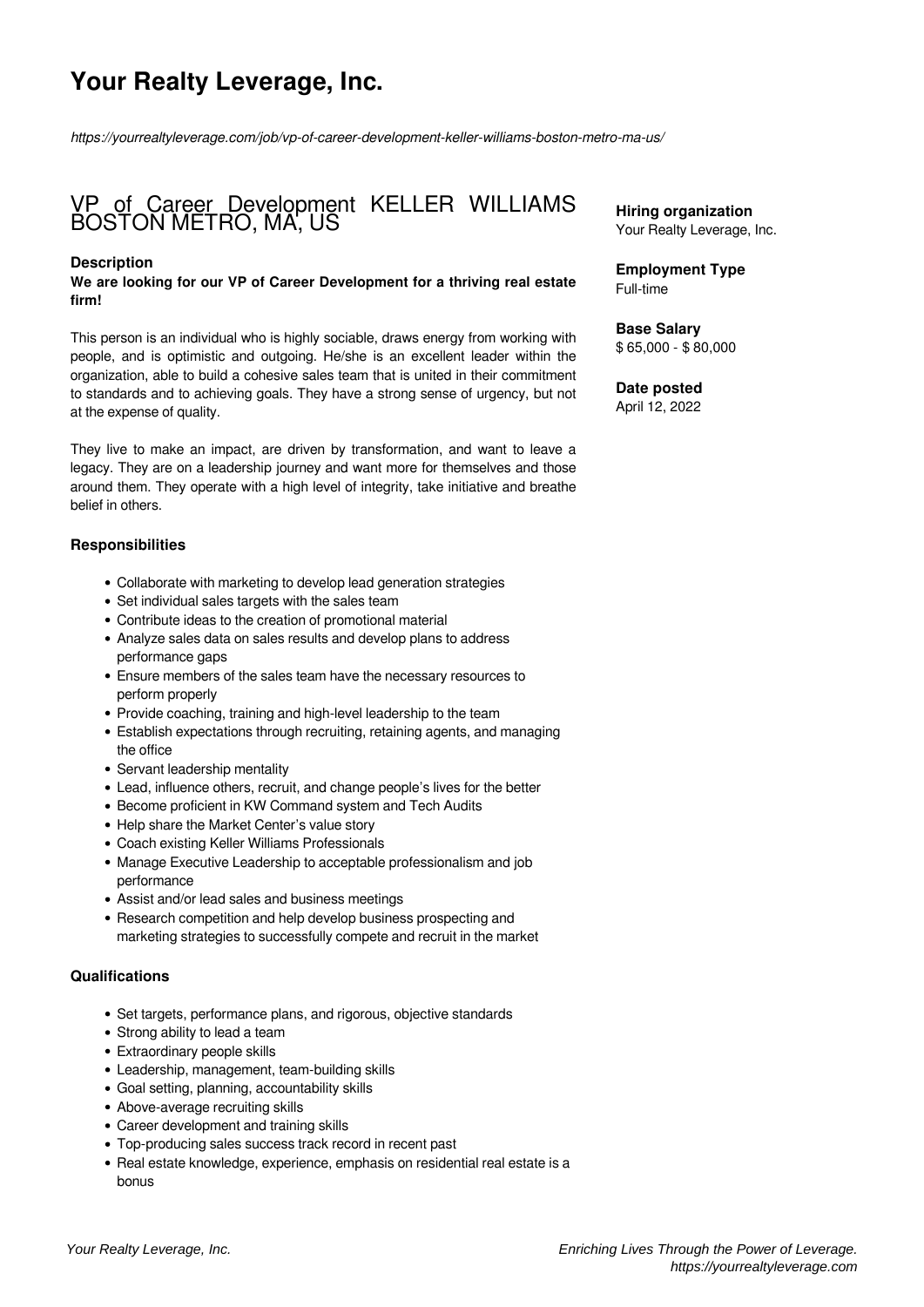# Your Realty Leverage, Inc.

*https://yourrealtyleverage.com/job/vp-of-career-development-keller-williams-boston-metro-ma-us/*

## VP of Career Development KELLER WILLIAMS BOSTON METRO, MA, US

**Hiring organization**
Your Realty Leverage, Inc.

**Employment Type**
Full-time

**Base Salary**
$ 65,000 - $ 80,000

**Date posted**
April 12, 2022

### Description

**We are looking for our VP of Career Development for a thriving real estate firm!**

This person is an individual who is highly sociable, draws energy from working with people, and is optimistic and outgoing. He/she is an excellent leader within the organization, able to build a cohesive sales team that is united in their commitment to standards and to achieving goals. They have a strong sense of urgency, but not at the expense of quality.

They live to make an impact, are driven by transformation, and want to leave a legacy. They are on a leadership journey and want more for themselves and those around them. They operate with a high level of integrity, take initiative and breathe belief in others.

### Responsibilities

- Collaborate with marketing to develop lead generation strategies
- Set individual sales targets with the sales team
- Contribute ideas to the creation of promotional material
- Analyze sales data on sales results and develop plans to address performance gaps
- Ensure members of the sales team have the necessary resources to perform properly
- Provide coaching, training and high-level leadership to the team
- Establish expectations through recruiting, retaining agents, and managing the office
- Servant leadership mentality
- Lead, influence others, recruit, and change people's lives for the better
- Become proficient in KW Command system and Tech Audits
- Help share the Market Center's value story
- Coach existing Keller Williams Professionals
- Manage Executive Leadership to acceptable professionalism and job performance
- Assist and/or lead sales and business meetings
- Research competition and help develop business prospecting and marketing strategies to successfully compete and recruit in the market

### Qualifications

- Set targets, performance plans, and rigorous, objective standards
- Strong ability to lead a team
- Extraordinary people skills
- Leadership, management, team-building skills
- Goal setting, planning, accountability skills
- Above-average recruiting skills
- Career development and training skills
- Top-producing sales success track record in recent past
- Real estate knowledge, experience, emphasis on residential real estate is a bonus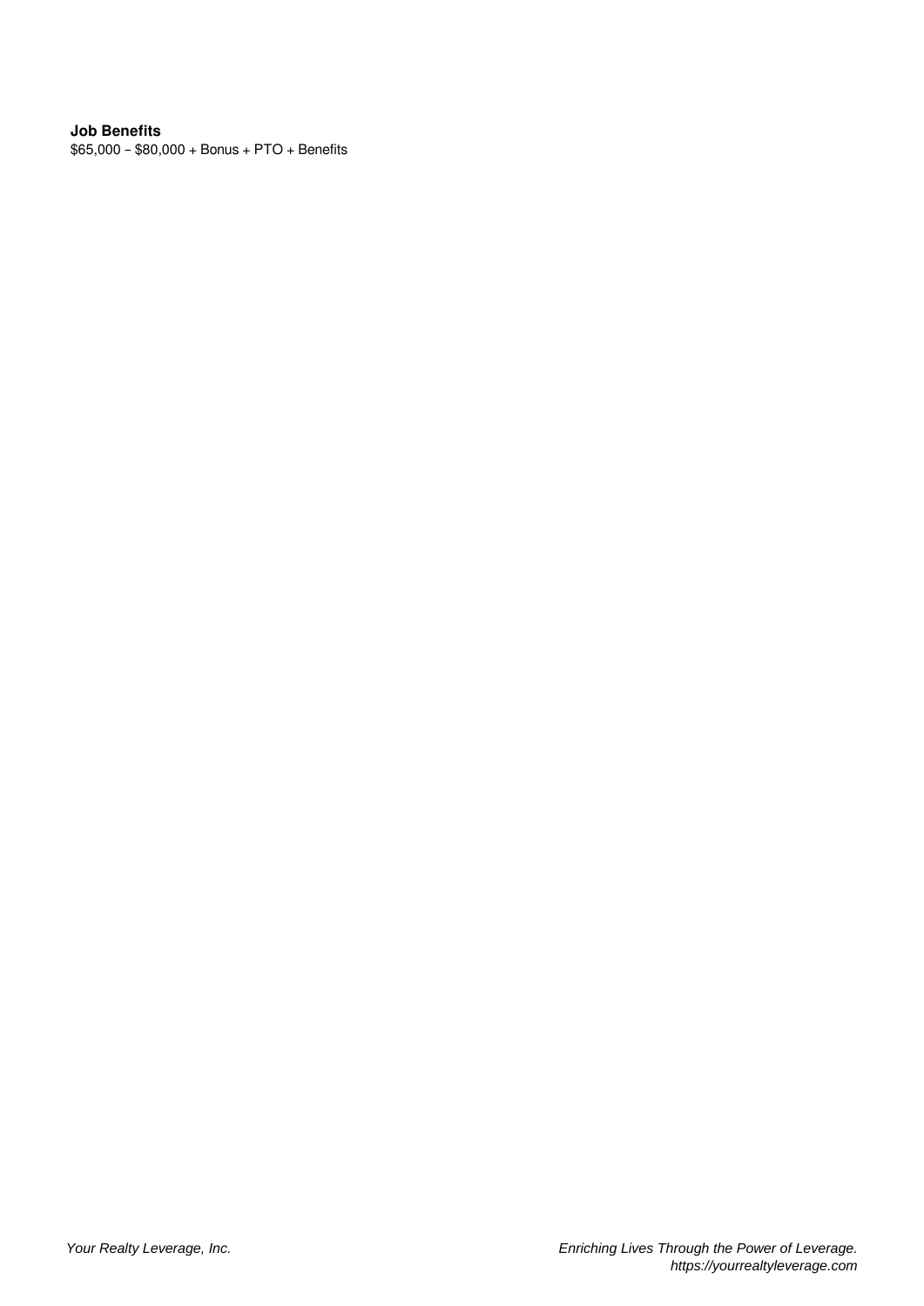**Job Benefits**

$65,000 – $80,000 + Bonus + PTO + Benefits